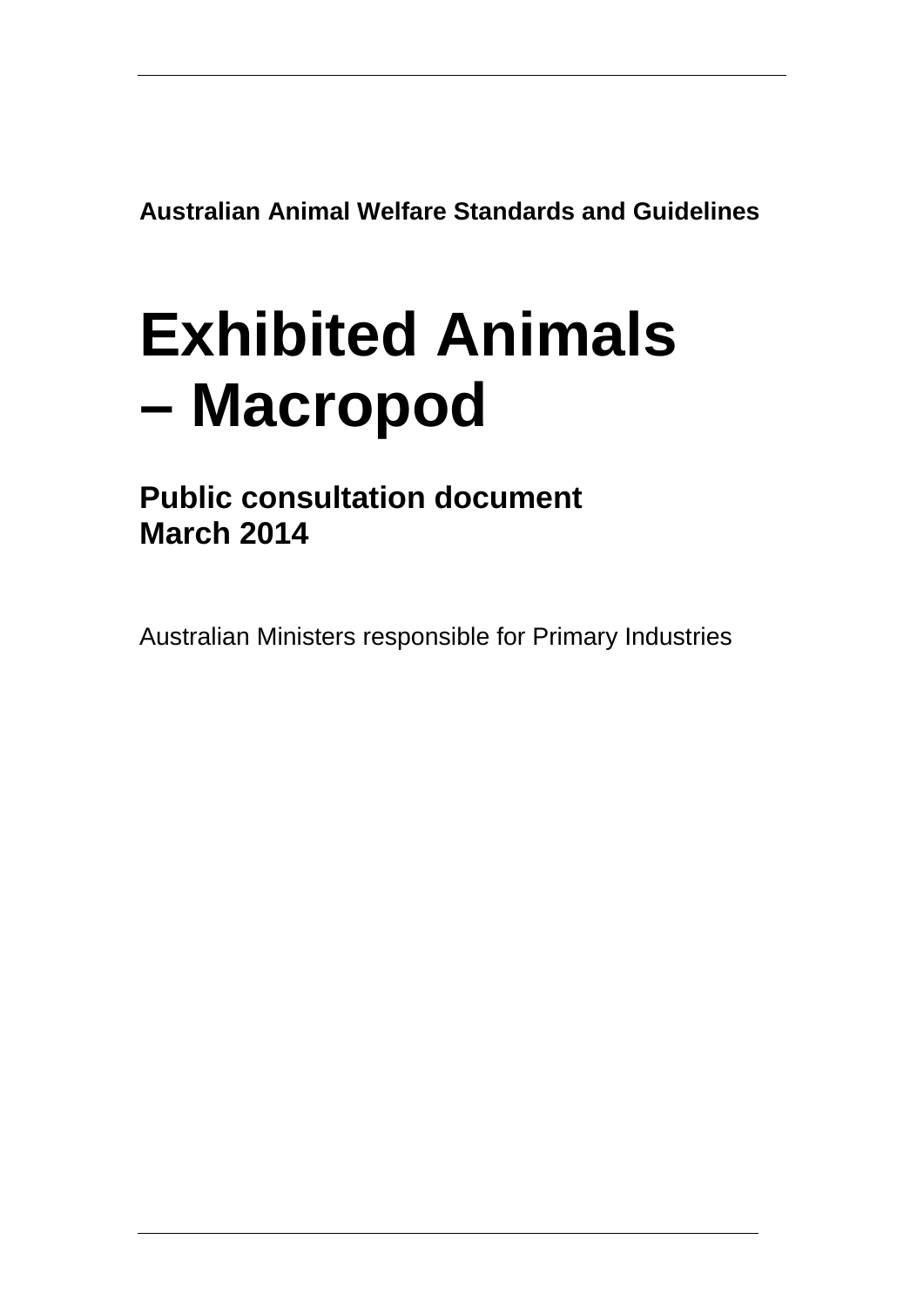**Australian Animal Welfare Standards and Guidelines**

# Exhibited Animals – Macropod

## Public consultation document
## March 2014

Australian Ministers responsible for Primary Industries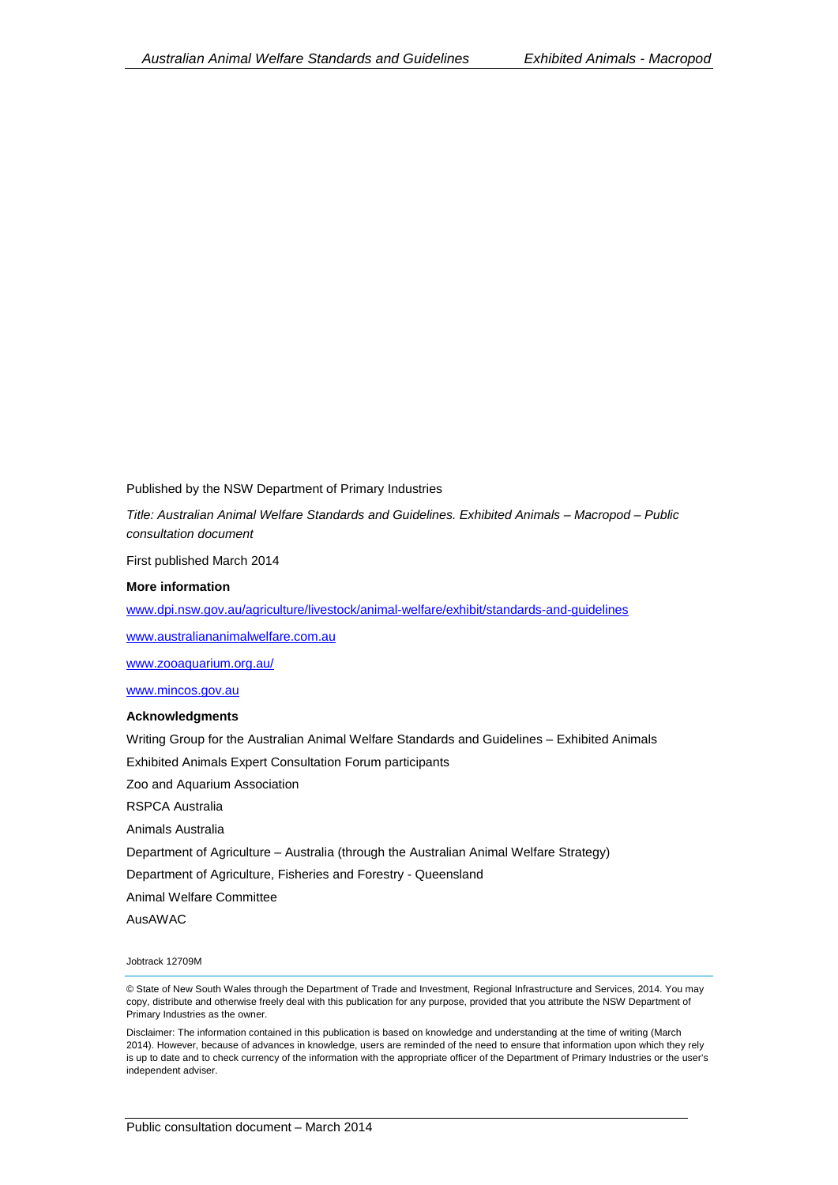Published by the NSW Department of Primary Industries

*Title: Australian Animal Welfare Standards and Guidelines. Exhibited Animals – Macropod – Public consultation document*

First published March 2014

**More information**

www.dpi.nsw.gov.au/agriculture/livestock/animal-welfare/exhibit/standards-and-guidelines

www.australiananimalwelfare.com.au

www.zooaquarium.org.au/

www.mincos.gov.au

**Acknowledgments**

Writing Group for the Australian Animal Welfare Standards and Guidelines – Exhibited Animals

Exhibited Animals Expert Consultation Forum participants

Zoo and Aquarium Association

RSPCA Australia

Animals Australia

Department of Agriculture – Australia (through the Australian Animal Welfare Strategy)

Department of Agriculture, Fisheries and Forestry - Queensland

Animal Welfare Committee

AusAWAC

Jobtrack 12709M

© State of New South Wales through the Department of Trade and Investment, Regional Infrastructure and Services, 2014. You may copy, distribute and otherwise freely deal with this publication for any purpose, provided that you attribute the NSW Department of Primary Industries as the owner.

Disclaimer: The information contained in this publication is based on knowledge and understanding at the time of writing (March 2014). However, because of advances in knowledge, users are reminded of the need to ensure that information upon which they rely is up to date and to check currency of the information with the appropriate officer of the Department of Primary Industries or the user's independent adviser.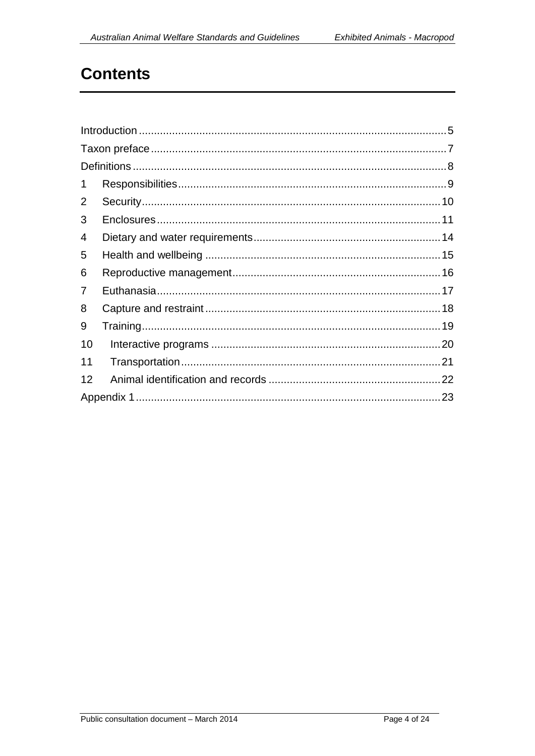# Contents

Introduction .................................................................................................... 5
Taxon preface ................................................................................................ 7
Definitions ...................................................................................................... 8
1 Responsibilities ....................................................................................... 9
2 Security .................................................................................................. 10
3 Enclosures ............................................................................................. 11
4 Dietary and water requirements ............................................................. 14
5 Health and wellbeing ............................................................................. 15
6 Reproductive management .................................................................... 16
7 Euthanasia ............................................................................................. 17
8 Capture and restraint ............................................................................. 18
9 Training .................................................................................................. 19
10 Interactive programs ........................................................................... 20
11 Transportation ..................................................................................... 21
12 Animal identification and records ........................................................ 22
Appendix 1 .................................................................................................... 23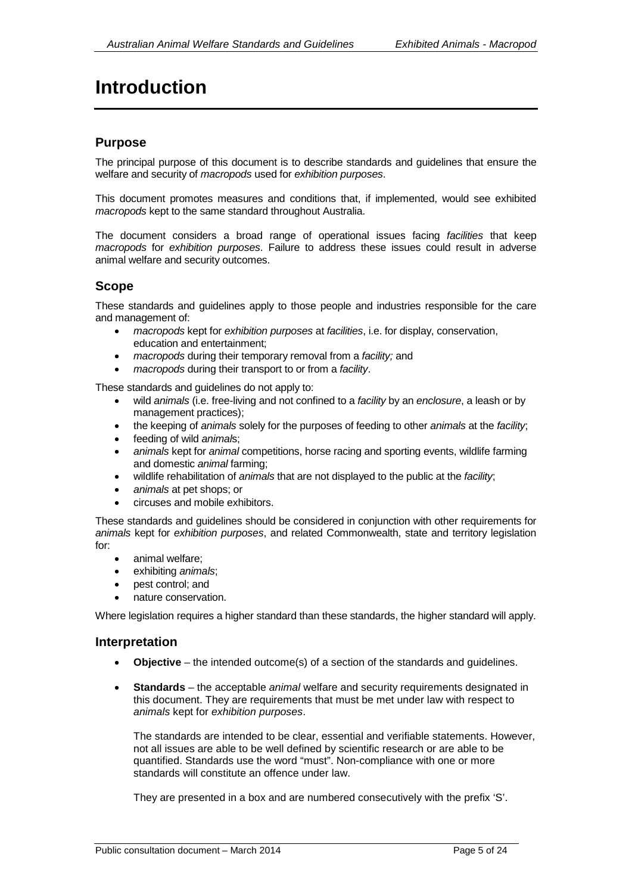# Introduction

## Purpose

The principal purpose of this document is to describe standards and guidelines that ensure the welfare and security of *macropods* used for *exhibition purposes*.

This document promotes measures and conditions that, if implemented, would see exhibited *macropods* kept to the same standard throughout Australia.

The document considers a broad range of operational issues facing *facilities* that keep *macropods* for *exhibition purposes*. Failure to address these issues could result in adverse animal welfare and security outcomes.

## Scope

These standards and guidelines apply to those people and industries responsible for the care and management of:

- *macropods* kept for *exhibition purposes* at *facilities*, i.e. for display, conservation, education and entertainment;
- *macropods* during their temporary removal from a *facility;* and
- *macropods* during their transport to or from a *facility*.

These standards and guidelines do not apply to:

- wild *animals* (i.e. free-living and not confined to a *facility* by an *enclosure*, a leash or by management practices);
- the keeping of *animals* solely for the purposes of feeding to other *animals* at the *facility*;
- feeding of wild *animals*;
- *animals* kept for *animal* competitions, horse racing and sporting events, wildlife farming and domestic *animal* farming;
- wildlife rehabilitation of *animals* that are not displayed to the public at the *facility*;
- *animals* at pet shops; or
- circuses and mobile exhibitors.

These standards and guidelines should be considered in conjunction with other requirements for *animals* kept for *exhibition purposes*, and related Commonwealth, state and territory legislation for:

- animal welfare;
- exhibiting *animals*;
- pest control; and
- nature conservation.

Where legislation requires a higher standard than these standards, the higher standard will apply.

## Interpretation

- **Objective** – the intended outcome(s) of a section of the standards and guidelines.
- **Standards** – the acceptable *animal* welfare and security requirements designated in this document. They are requirements that must be met under law with respect to *animals* kept for *exhibition purposes*.

  The standards are intended to be clear, essential and verifiable statements. However, not all issues are able to be well defined by scientific research or are able to be quantified. Standards use the word "must". Non-compliance with one or more standards will constitute an offence under law.

  They are presented in a box and are numbered consecutively with the prefix 'S'.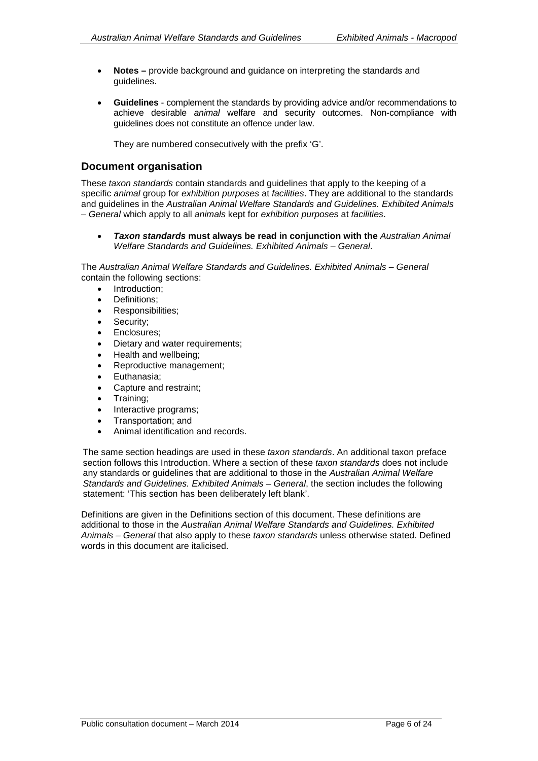- **Notes –** provide background and guidance on interpreting the standards and guidelines.

- **Guidelines** - complement the standards by providing advice and/or recommendations to achieve desirable *animal* welfare and security outcomes. Non-compliance with guidelines does not constitute an offence under law.

  They are numbered consecutively with the prefix 'G'.

## Document organisation

These *taxon standards* contain standards and guidelines that apply to the keeping of a specific *animal* group for *exhibition purposes* at *facilities*. They are additional to the standards and guidelines in the *Australian Animal Welfare Standards and Guidelines. Exhibited Animals – General* which apply to all *animals* kept for *exhibition purposes* at *facilities*.

- ***Taxon standards* must always be read in conjunction with the** *Australian Animal Welfare Standards and Guidelines. Exhibited Animals – General*.

The *Australian Animal Welfare Standards and Guidelines. Exhibited Animals – General* contain the following sections:

- Introduction;
- Definitions;
- Responsibilities;
- Security;
- Enclosures;
- Dietary and water requirements;
- Health and wellbeing;
- Reproductive management;
- Euthanasia;
- Capture and restraint;
- Training;
- Interactive programs;
- Transportation; and
- Animal identification and records.

The same section headings are used in these *taxon standards*. An additional taxon preface section follows this Introduction. Where a section of these *taxon standards* does not include any standards or guidelines that are additional to those in the *Australian Animal Welfare Standards and Guidelines. Exhibited Animals – General*, the section includes the following statement: 'This section has been deliberately left blank'.

Definitions are given in the Definitions section of this document. These definitions are additional to those in the *Australian Animal Welfare Standards and Guidelines. Exhibited Animals – General* that also apply to these *taxon standards* unless otherwise stated. Defined words in this document are italicised.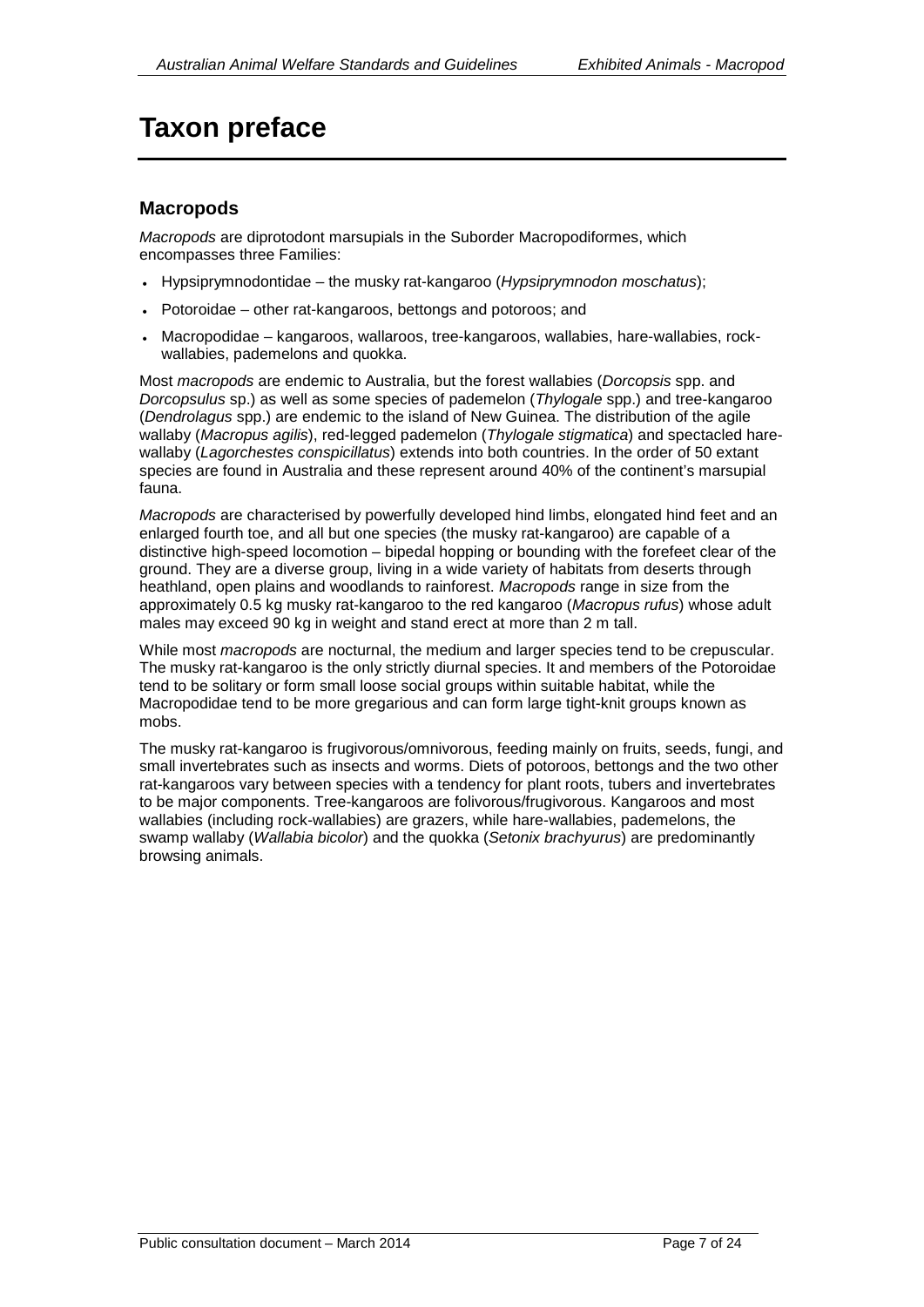# Taxon preface

## Macropods

*Macropods* are diprotodont marsupials in the Suborder Macropodiformes, which encompasses three Families:

- Hypsiprymnodontidae – the musky rat-kangaroo (*Hypsiprymnodon moschatus*);
- Potoroidae – other rat-kangaroos, bettongs and potoroos; and
- Macropodidae – kangaroos, wallaroos, tree-kangaroos, wallabies, hare-wallabies, rock-wallabies, pademelons and quokka.

Most *macropods* are endemic to Australia, but the forest wallabies (*Dorcopsis* spp. and *Dorcopsulus* sp.) as well as some species of pademelon (*Thylogale* spp.) and tree-kangaroo (*Dendrolagus* spp.) are endemic to the island of New Guinea. The distribution of the agile wallaby (*Macropus agilis*), red-legged pademelon (*Thylogale stigmatica*) and spectacled hare-wallaby (*Lagorchestes conspicillatus*) extends into both countries. In the order of 50 extant species are found in Australia and these represent around 40% of the continent's marsupial fauna.

*Macropods* are characterised by powerfully developed hind limbs, elongated hind feet and an enlarged fourth toe, and all but one species (the musky rat-kangaroo) are capable of a distinctive high-speed locomotion – bipedal hopping or bounding with the forefeet clear of the ground. They are a diverse group, living in a wide variety of habitats from deserts through heathland, open plains and woodlands to rainforest. *Macropods* range in size from the approximately 0.5 kg musky rat-kangaroo to the red kangaroo (*Macropus rufus*) whose adult males may exceed 90 kg in weight and stand erect at more than 2 m tall.

While most *macropods* are nocturnal, the medium and larger species tend to be crepuscular. The musky rat-kangaroo is the only strictly diurnal species. It and members of the Potoroidae tend to be solitary or form small loose social groups within suitable habitat, while the Macropodidae tend to be more gregarious and can form large tight-knit groups known as mobs.

The musky rat-kangaroo is frugivorous/omnivorous, feeding mainly on fruits, seeds, fungi, and small invertebrates such as insects and worms. Diets of potoroos, bettongs and the two other rat-kangaroos vary between species with a tendency for plant roots, tubers and invertebrates to be major components. Tree-kangaroos are folivorous/frugivorous. Kangaroos and most wallabies (including rock-wallabies) are grazers, while hare-wallabies, pademelons, the swamp wallaby (*Wallabia bicolor*) and the quokka (*Setonix brachyurus*) are predominantly browsing animals.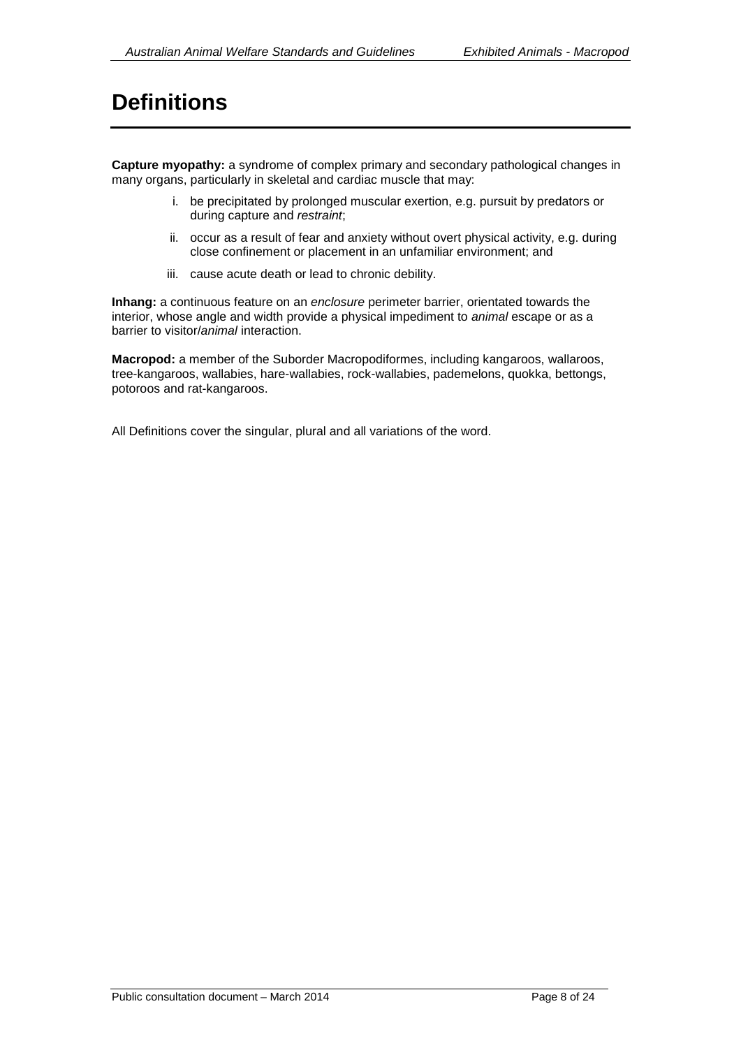# Definitions

**Capture myopathy:** a syndrome of complex primary and secondary pathological changes in many organs, particularly in skeletal and cardiac muscle that may:

i. be precipitated by prolonged muscular exertion, e.g. pursuit by predators or during capture and *restraint*;

ii. occur as a result of fear and anxiety without overt physical activity, e.g. during close confinement or placement in an unfamiliar environment; and

iii. cause acute death or lead to chronic debility.

**Inhang:** a continuous feature on an *enclosure* perimeter barrier, orientated towards the interior, whose angle and width provide a physical impediment to *animal* escape or as a barrier to visitor/*animal* interaction.

**Macropod:** a member of the Suborder Macropodiformes, including kangaroos, wallaroos, tree-kangaroos, wallabies, hare-wallabies, rock-wallabies, pademelons, quokka, bettongs, potoroos and rat-kangaroos.

All Definitions cover the singular, plural and all variations of the word.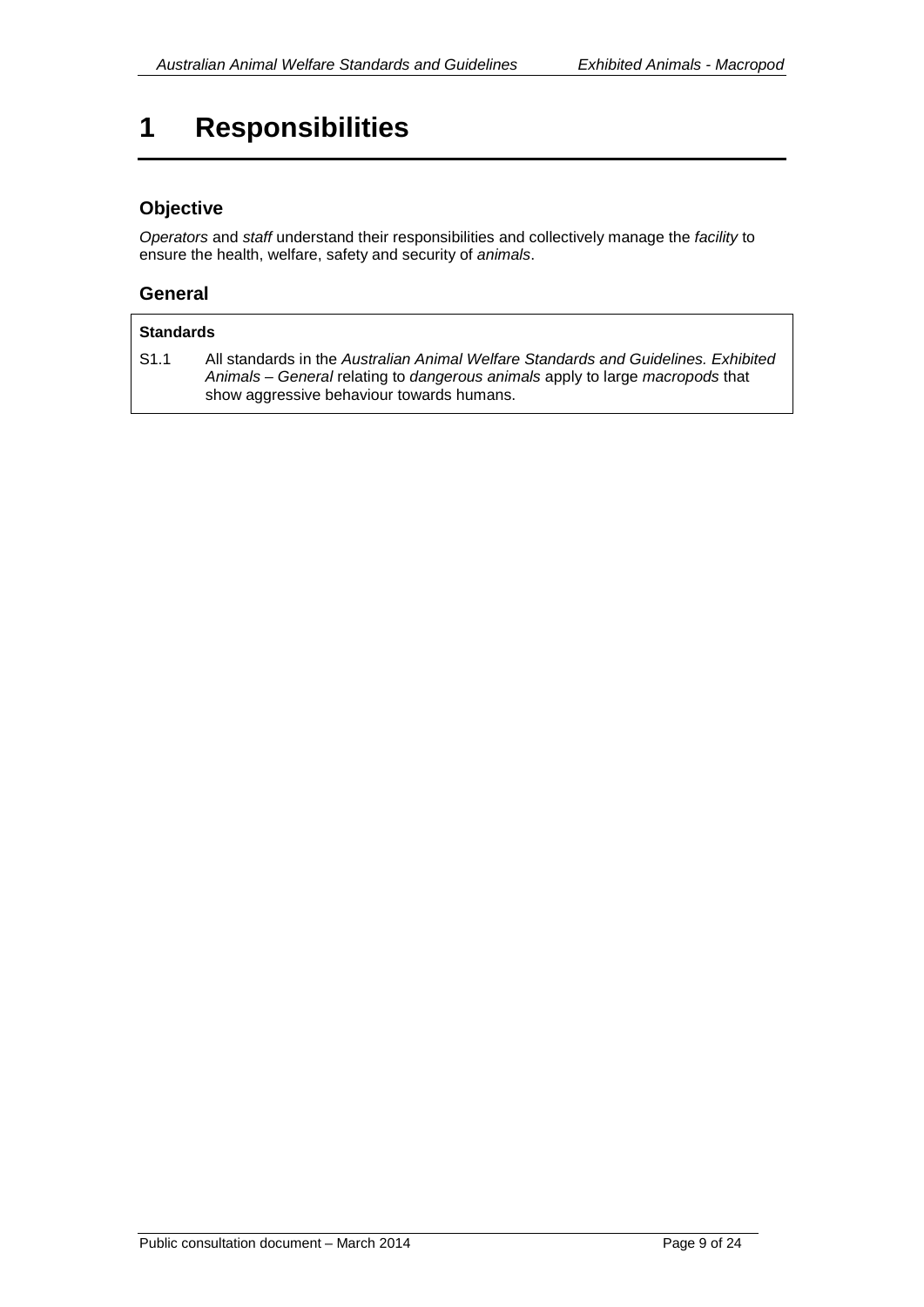# 1 Responsibilities

## Objective

*Operators* and *staff* understand their responsibilities and collectively manage the *facility* to ensure the health, welfare, safety and security of *animals*.

## General

**Standards**

S1.1 All standards in the *Australian Animal Welfare Standards and Guidelines. Exhibited Animals – General* relating to *dangerous animals* apply to large *macropods* that show aggressive behaviour towards humans.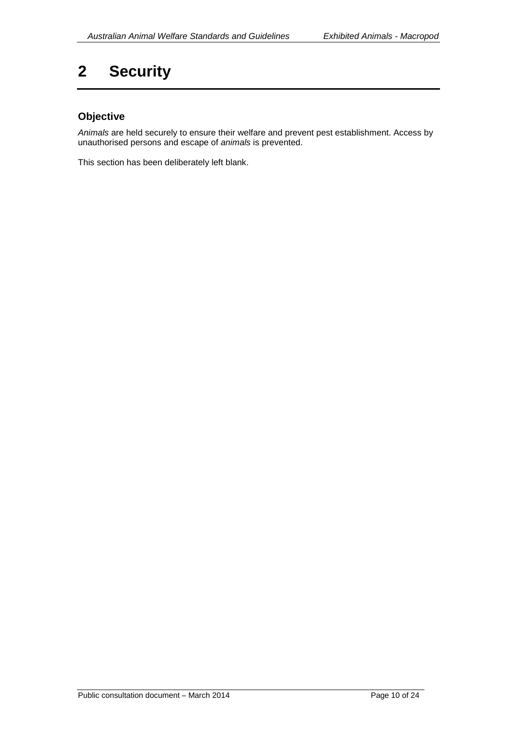# 2 Security

## Objective

*Animals* are held securely to ensure their welfare and prevent pest establishment. Access by unauthorised persons and escape of *animals* is prevented.

This section has been deliberately left blank.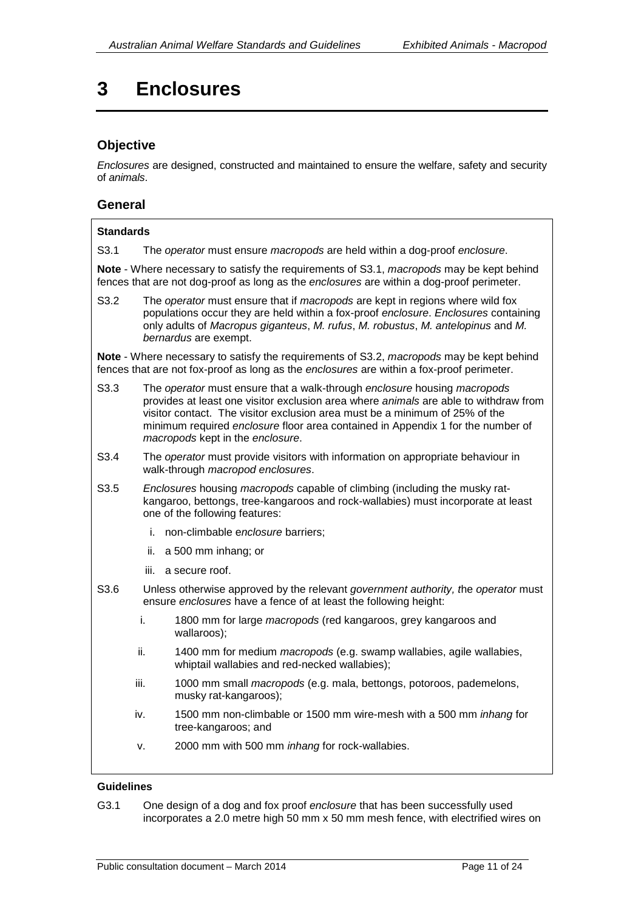# 3 Enclosures

## Objective

*Enclosures* are designed, constructed and maintained to ensure the welfare, safety and security of *animals*.

## General

**Standards**

S3.1 The *operator* must ensure *macropods* are held within a dog-proof *enclosure*.

**Note** - Where necessary to satisfy the requirements of S3.1, *macropods* may be kept behind fences that are not dog-proof as long as the *enclosures* are within a dog-proof perimeter.

S3.2 The *operator* must ensure that if *macropods* are kept in regions where wild fox populations occur they are held within a fox-proof *enclosure*. *Enclosures* containing only adults of *Macropus giganteus*, *M. rufus*, *M. robustus*, *M. antelopinus* and *M. bernardus* are exempt.

**Note** - Where necessary to satisfy the requirements of S3.2, *macropods* may be kept behind fences that are not fox-proof as long as the *enclosures* are within a fox-proof perimeter.

S3.3 The *operator* must ensure that a walk-through *enclosure* housing *macropods* provides at least one visitor exclusion area where *animals* are able to withdraw from visitor contact. The visitor exclusion area must be a minimum of 25% of the minimum required *enclosure* floor area contained in Appendix 1 for the number of *macropods* kept in the *enclosure*.

S3.4 The *operator* must provide visitors with information on appropriate behaviour in walk-through *macropod enclosures*.

S3.5 *Enclosures* housing *macropods* capable of climbing (including the musky rat-kangaroo, bettongs, tree-kangaroos and rock-wallabies) must incorporate at least one of the following features:

i. non-climbable e*nclosure* barriers;

ii. a 500 mm inhang; or

iii. a secure roof.

S3.6 Unless otherwise approved by the relevant *government authority, t*he *operator* must ensure *enclosures* have a fence of at least the following height:

i. 1800 mm for large *macropods* (red kangaroos, grey kangaroos and wallaroos);

ii. 1400 mm for medium *macropods* (e.g. swamp wallabies, agile wallabies, whiptail wallabies and red-necked wallabies);

iii. 1000 mm small *macropods* (e.g. mala, bettongs, potoroos, pademelons, musky rat-kangaroos);

iv. 1500 mm non-climbable or 1500 mm wire-mesh with a 500 mm *inhang* for tree-kangaroos; and

v. 2000 mm with 500 mm *inhang* for rock-wallabies.

**Guidelines**

G3.1 One design of a dog and fox proof *enclosure* that has been successfully used incorporates a 2.0 metre high 50 mm x 50 mm mesh fence, with electrified wires on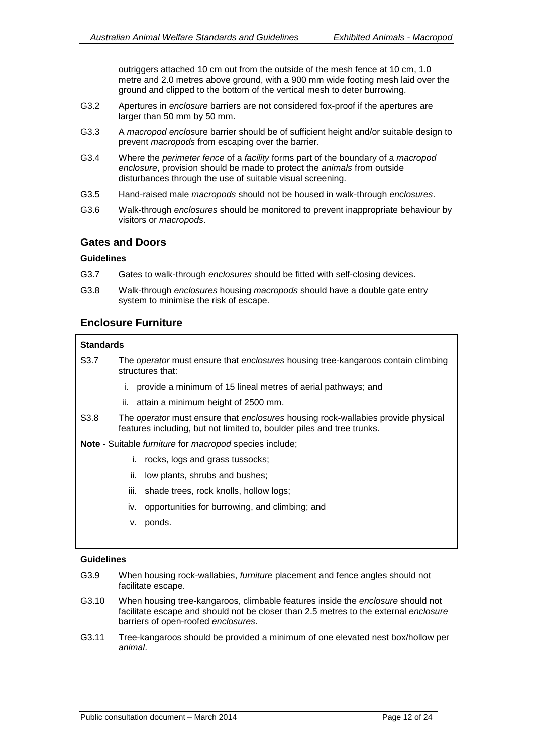outriggers attached 10 cm out from the outside of the mesh fence at 10 cm, 1.0 metre and 2.0 metres above ground, with a 900 mm wide footing mesh laid over the ground and clipped to the bottom of the vertical mesh to deter burrowing.

G3.2 Apertures in *enclosure* barriers are not considered fox-proof if the apertures are larger than 50 mm by 50 mm.

G3.3 A *macropod enclos*ure barrier should be of sufficient height and/or suitable design to prevent *macropods* from escaping over the barrier.

G3.4 Where the *perimeter fence* of a *facility* forms part of the boundary of a *macropod enclosure*, provision should be made to protect the *animals* from outside disturbances through the use of suitable visual screening.

G3.5 Hand-raised male *macropods* should not be housed in walk-through *enclosures*.

G3.6 Walk-through *enclosures* should be monitored to prevent inappropriate behaviour by visitors or *macropods*.

## Gates and Doors

**Guidelines**

G3.7 Gates to walk-through *enclosures* should be fitted with self-closing devices.

G3.8 Walk-through *enclosures* housing *macropods* should have a double gate entry system to minimise the risk of escape.

## Enclosure Furniture

**Standards**

S3.7 The *operator* must ensure that *enclosures* housing tree-kangaroos contain climbing structures that:

i. provide a minimum of 15 lineal metres of aerial pathways; and

ii. attain a minimum height of 2500 mm.

S3.8 The *operator* must ensure that *enclosures* housing rock-wallabies provide physical features including, but not limited to, boulder piles and tree trunks.

**Note** - Suitable *furniture* for *macropod* species include;

i. rocks, logs and grass tussocks;

ii. low plants, shrubs and bushes;

iii. shade trees, rock knolls, hollow logs;

iv. opportunities for burrowing, and climbing; and

v. ponds.

**Guidelines**

G3.9 When housing rock-wallabies, *furniture* placement and fence angles should not facilitate escape.

G3.10 When housing tree-kangaroos, climbable features inside the *enclosure* should not facilitate escape and should not be closer than 2.5 metres to the external *enclosure* barriers of open-roofed *enclosures*.

G3.11 Tree-kangaroos should be provided a minimum of one elevated nest box/hollow per *animal*.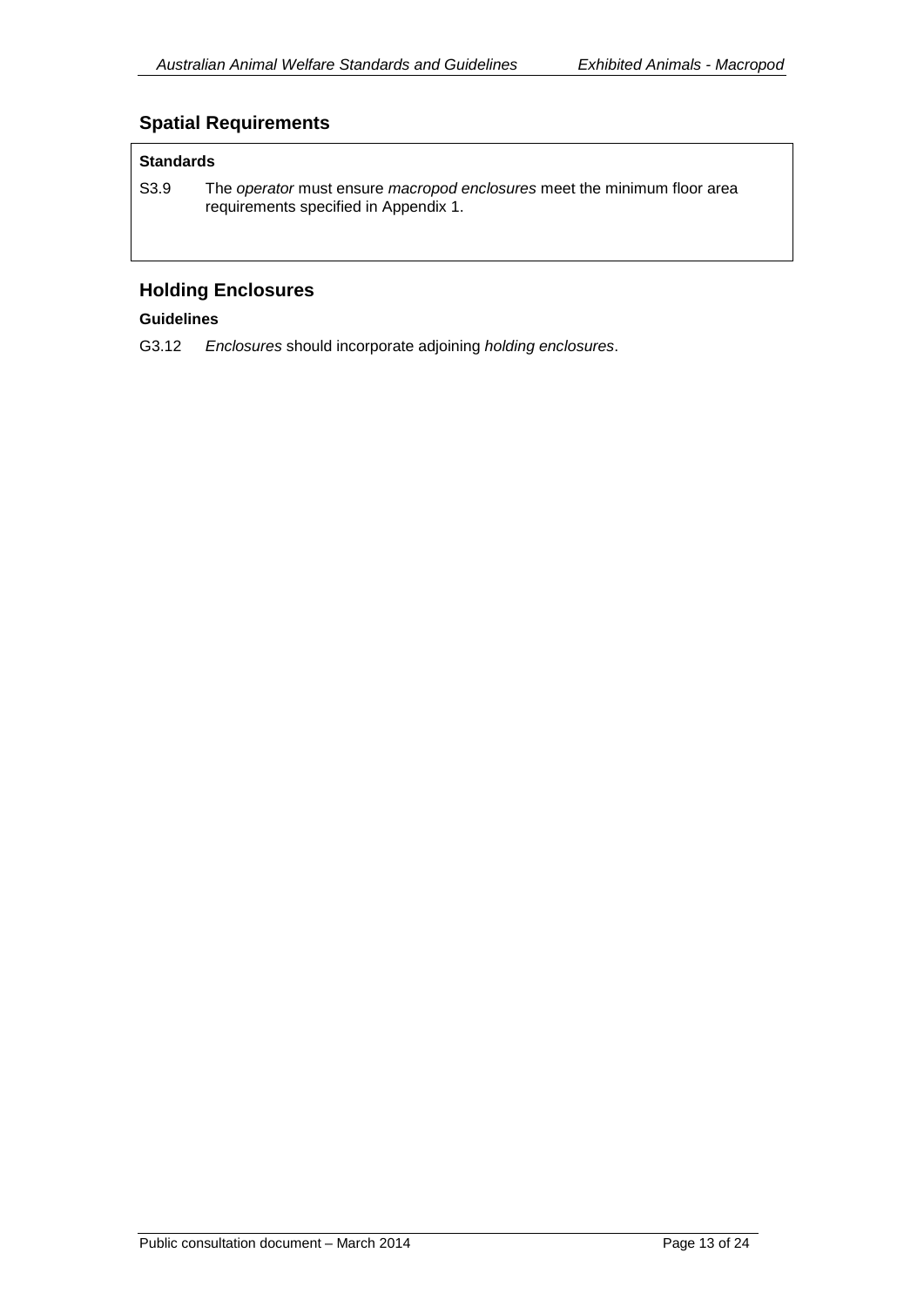## Spatial Requirements

**Standards**

S3.9 The *operator* must ensure *macropod enclosures* meet the minimum floor area requirements specified in Appendix 1.

## Holding Enclosures

**Guidelines**

G3.12 *Enclosures* should incorporate adjoining *holding enclosures*.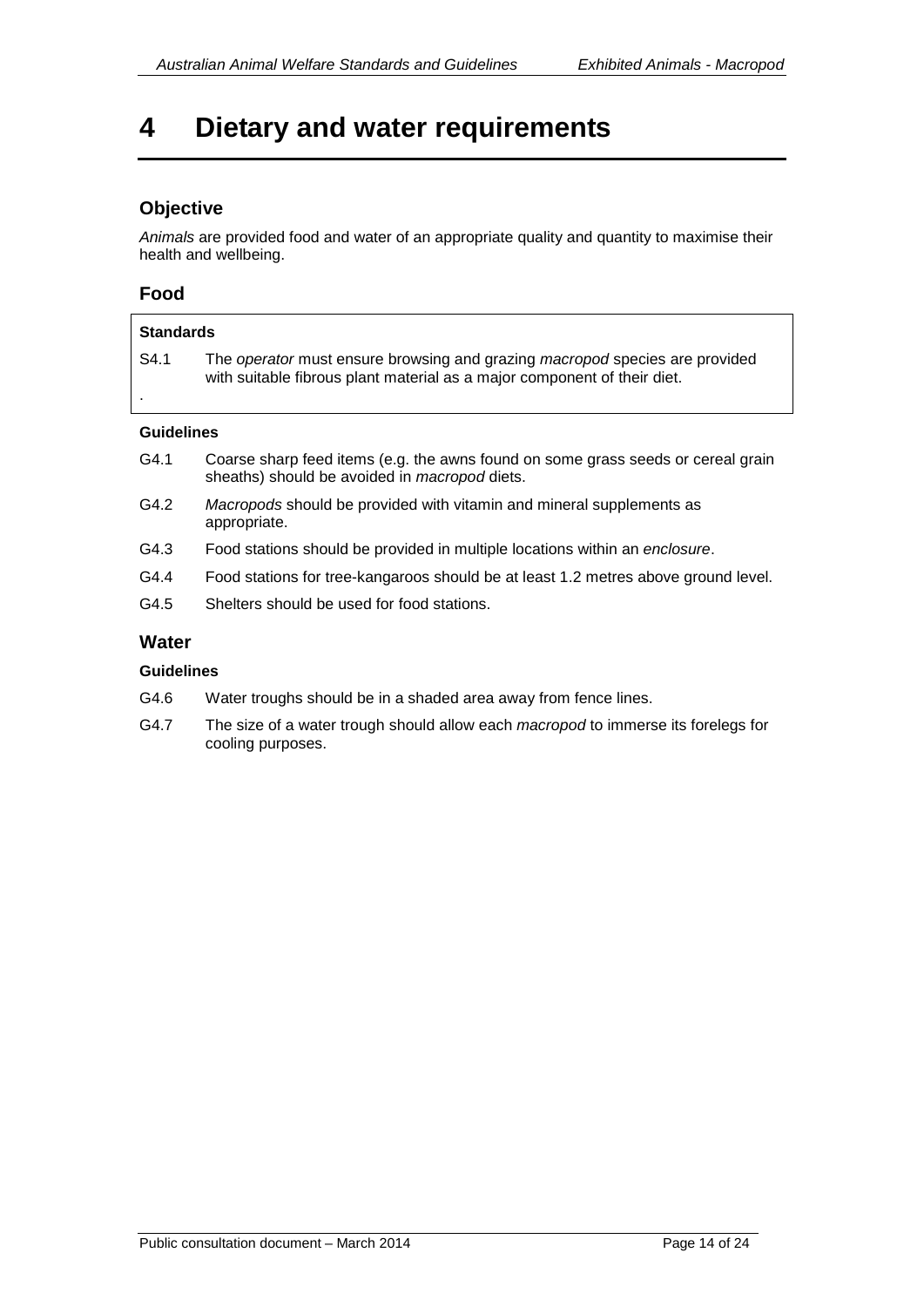# 4 Dietary and water requirements

## Objective

*Animals* are provided food and water of an appropriate quality and quantity to maximise their health and wellbeing.

## Food

**Standards**

S4.1 The *operator* must ensure browsing and grazing *macropod* species are provided with suitable fibrous plant material as a major component of their diet.

.

**Guidelines**

G4.1 Coarse sharp feed items (e.g. the awns found on some grass seeds or cereal grain sheaths) should be avoided in *macropod* diets.

G4.2 *Macropods* should be provided with vitamin and mineral supplements as appropriate.

G4.3 Food stations should be provided in multiple locations within an *enclosure*.

G4.4 Food stations for tree-kangaroos should be at least 1.2 metres above ground level.

G4.5 Shelters should be used for food stations.

## Water

**Guidelines**

G4.6 Water troughs should be in a shaded area away from fence lines.

G4.7 The size of a water trough should allow each *macropod* to immerse its forelegs for cooling purposes.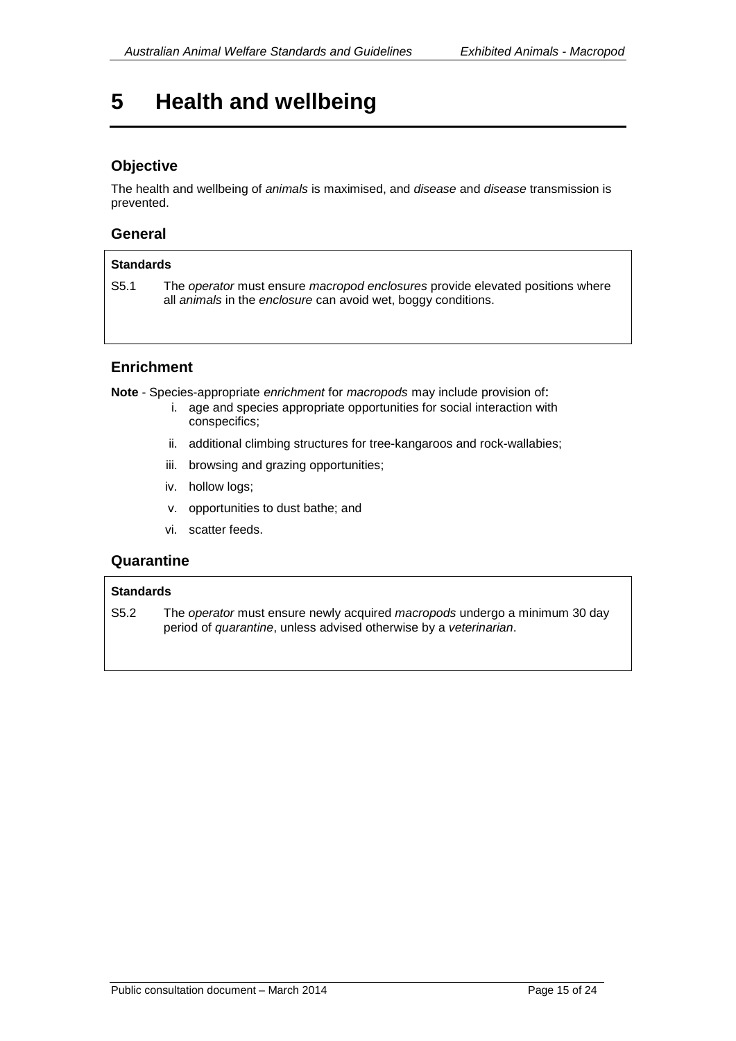# 5 Health and wellbeing

## Objective

The health and wellbeing of *animals* is maximised, and *disease* and *disease* transmission is prevented.

## General

**Standards**

S5.1 The *operator* must ensure *macropod enclosures* provide elevated positions where all *animals* in the *enclosure* can avoid wet, boggy conditions.

## Enrichment

**Note** - Species-appropriate *enrichment* for *macropods* may include provision of**:**

i. age and species appropriate opportunities for social interaction with conspecifics;

ii. additional climbing structures for tree-kangaroos and rock-wallabies;

iii. browsing and grazing opportunities;

iv. hollow logs;

v. opportunities to dust bathe; and

vi. scatter feeds.

## Quarantine

**Standards**

S5.2 The *operator* must ensure newly acquired *macropods* undergo a minimum 30 day period of *quarantine*, unless advised otherwise by a *veterinarian*.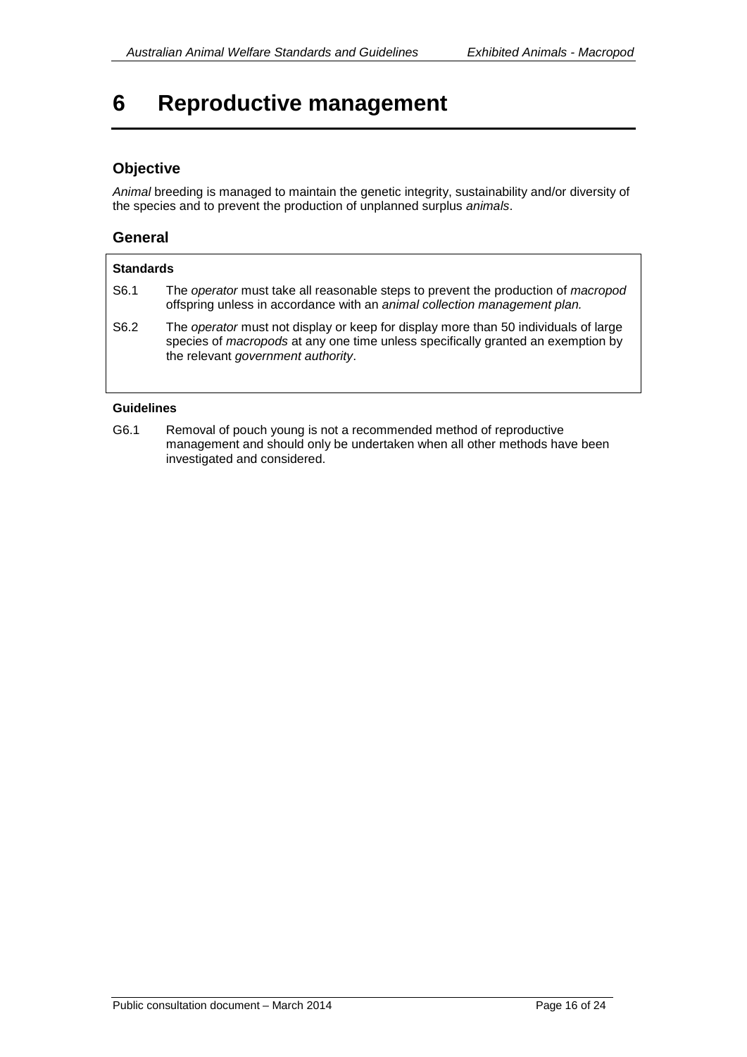# 6 Reproductive management

## Objective

*Animal* breeding is managed to maintain the genetic integrity, sustainability and/or diversity of the species and to prevent the production of unplanned surplus *animals*.

## General

**Standards**

S6.1 The *operator* must take all reasonable steps to prevent the production of *macropod* offspring unless in accordance with an *animal collection management plan.*

S6.2 The *operator* must not display or keep for display more than 50 individuals of large species of *macropods* at any one time unless specifically granted an exemption by the relevant *government authority*.

**Guidelines**

G6.1 Removal of pouch young is not a recommended method of reproductive management and should only be undertaken when all other methods have been investigated and considered.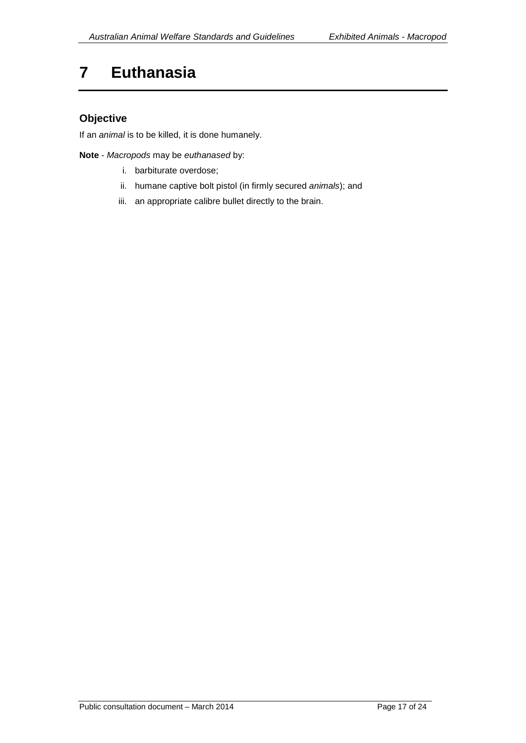# 7 Euthanasia

## Objective

If an *animal* is to be killed, it is done humanely.

**Note** - *Macropods* may be *euthanased* by:

i. barbiturate overdose;
ii. humane captive bolt pistol (in firmly secured *animals*); and
iii. an appropriate calibre bullet directly to the brain.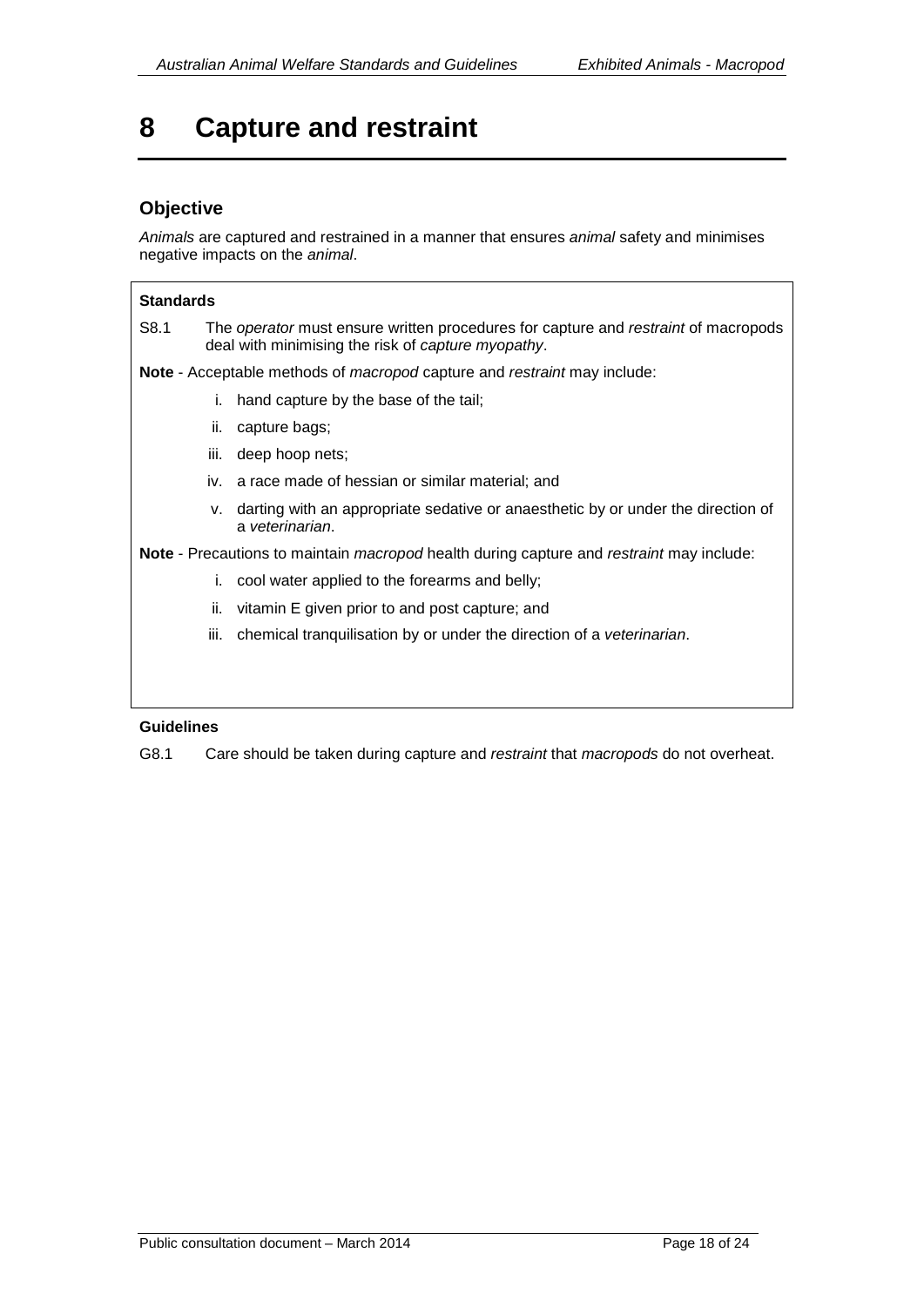# 8 Capture and restraint

## Objective

*Animals* are captured and restrained in a manner that ensures *animal* safety and minimises negative impacts on the *animal*.

**Standards**

S8.1 The *operator* must ensure written procedures for capture and *restraint* of macropods deal with minimising the risk of *capture myopathy*.

**Note** - Acceptable methods of *macropod* capture and *restraint* may include:

i. hand capture by the base of the tail;
ii. capture bags;
iii. deep hoop nets;
iv. a race made of hessian or similar material; and
v. darting with an appropriate sedative or anaesthetic by or under the direction of a *veterinarian*.

**Note** - Precautions to maintain *macropod* health during capture and *restraint* may include:

i. cool water applied to the forearms and belly;
ii. vitamin E given prior to and post capture; and
iii. chemical tranquilisation by or under the direction of a *veterinarian*.

**Guidelines**

G8.1 Care should be taken during capture and *restraint* that *macropods* do not overheat.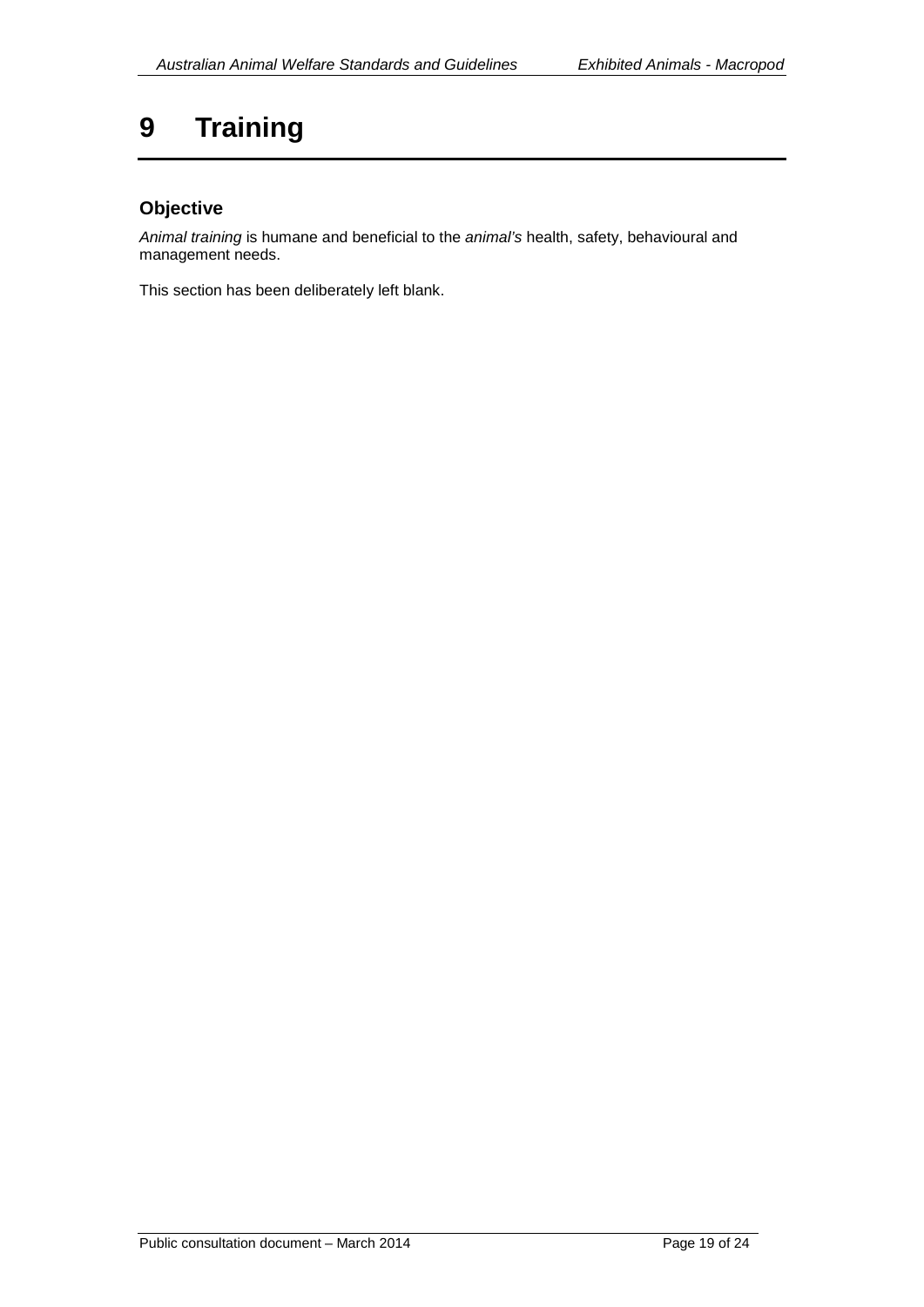# 9 Training

## Objective

*Animal training* is humane and beneficial to the *animal's* health, safety, behavioural and management needs.

This section has been deliberately left blank.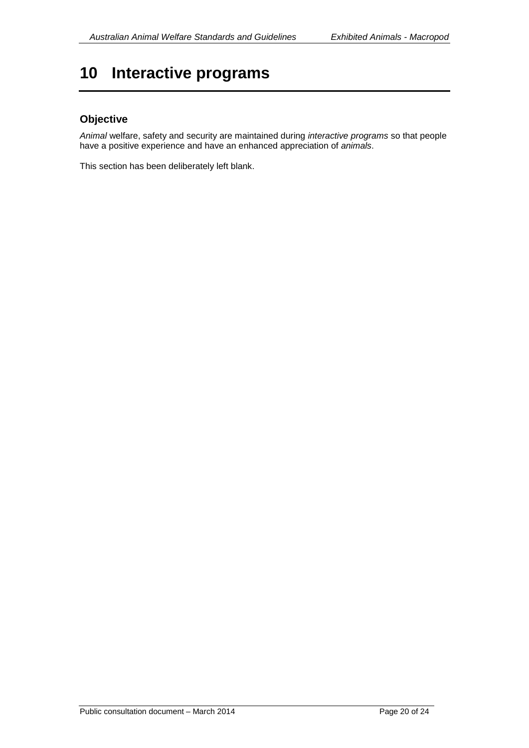# 10 Interactive programs

## Objective

*Animal* welfare, safety and security are maintained during *interactive programs* so that people have a positive experience and have an enhanced appreciation of *animals*.

This section has been deliberately left blank.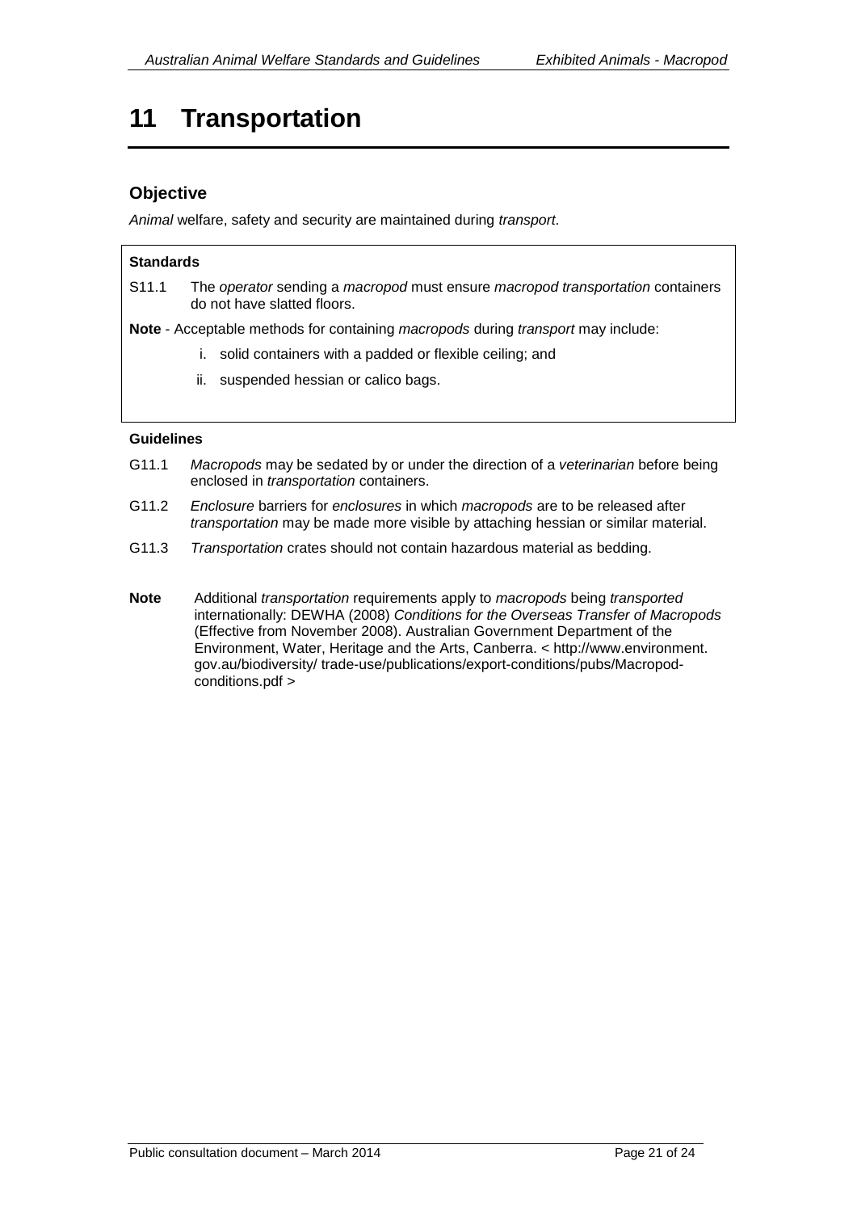# 11 Transportation

## Objective

*Animal* welfare, safety and security are maintained during *transport*.

**Standards**

S11.1 The *operator* sending a *macropod* must ensure *macropod transportation* containers do not have slatted floors.

**Note** - Acceptable methods for containing *macropods* during *transport* may include:

i. solid containers with a padded or flexible ceiling; and

ii. suspended hessian or calico bags.

**Guidelines**

G11.1 *Macropods* may be sedated by or under the direction of a *veterinarian* before being enclosed in *transportation* containers.

G11.2 *Enclosure* barriers for *enclosures* in which *macropods* are to be released after *transportation* may be made more visible by attaching hessian or similar material.

G11.3 *Transportation* crates should not contain hazardous material as bedding.

**Note** Additional *transportation* requirements apply to *macropods* being *transported* internationally: DEWHA (2008) *Conditions for the Overseas Transfer of Macropods* (Effective from November 2008). Australian Government Department of the Environment, Water, Heritage and the Arts, Canberra. < http://www.environment.gov.au/biodiversity/ trade-use/publications/export-conditions/pubs/Macropod-conditions.pdf >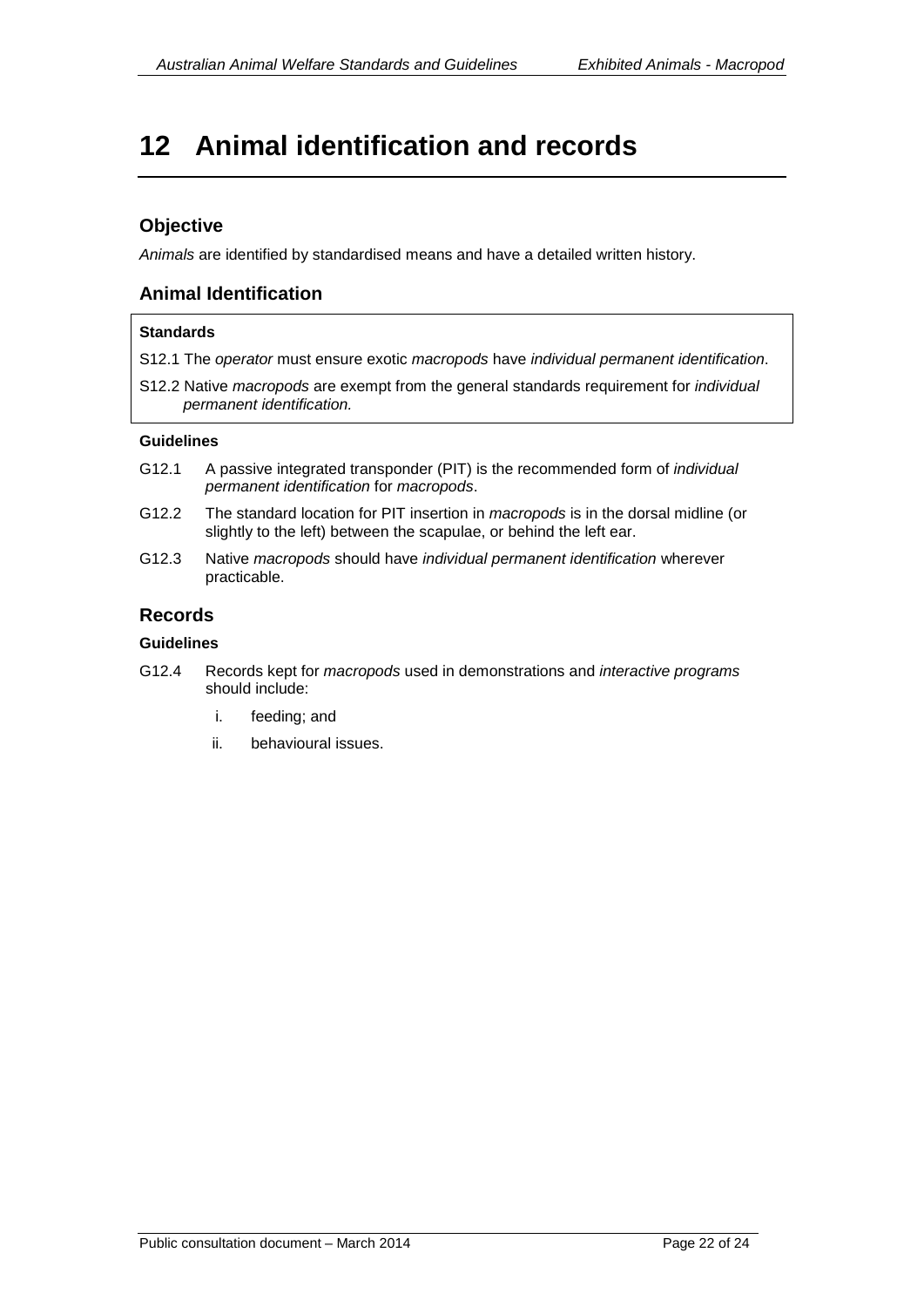# 12 Animal identification and records

## Objective

*Animals* are identified by standardised means and have a detailed written history.

## Animal Identification

**Standards**

S12.1 The *operator* must ensure exotic *macropods* have *individual permanent identification*.

S12.2 Native *macropods* are exempt from the general standards requirement for *individual permanent identification.*

**Guidelines**

G12.1 A passive integrated transponder (PIT) is the recommended form of *individual permanent identification* for *macropods*.

G12.2 The standard location for PIT insertion in *macropods* is in the dorsal midline (or slightly to the left) between the scapulae, or behind the left ear.

G12.3 Native *macropods* should have *individual permanent identification* wherever practicable.

## Records

**Guidelines**

G12.4 Records kept for *macropods* used in demonstrations and *interactive programs* should include:

i. feeding; and

ii. behavioural issues.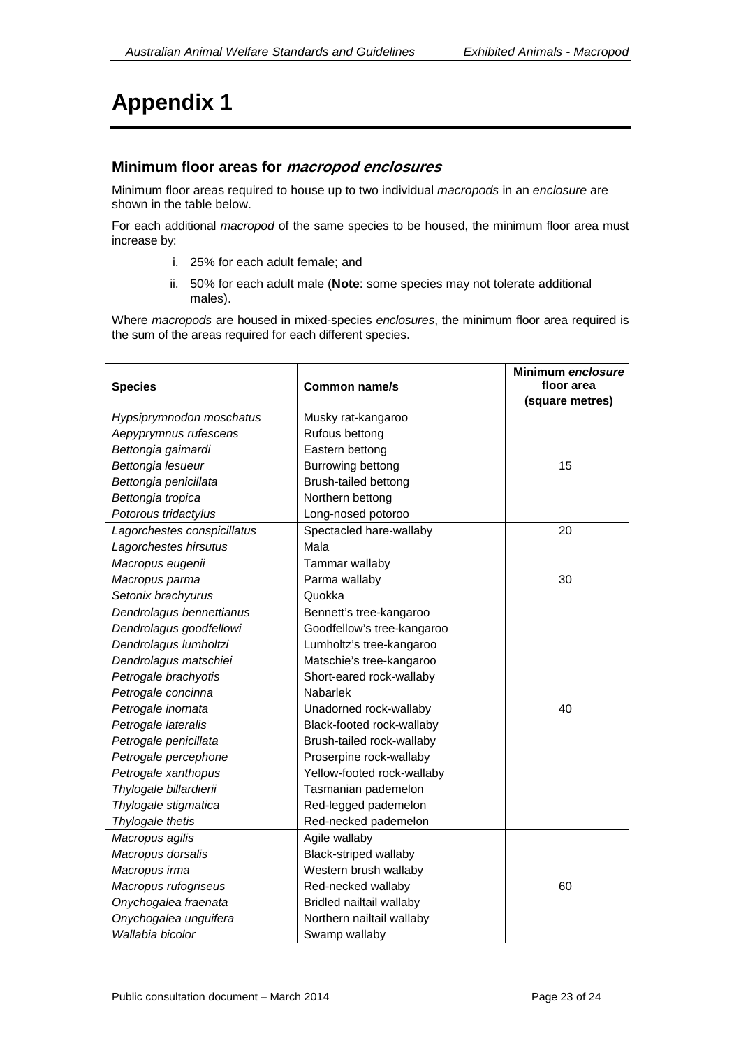# Appendix 1

### Minimum floor areas for *macropod enclosures*

Minimum floor areas required to house up to two individual *macropods* in an *enclosure* are shown in the table below.

For each additional *macropod* of the same species to be housed, the minimum floor area must increase by:

i. 25% for each adult female; and

ii. 50% for each adult male (**Note**: some species may not tolerate additional males).

Where *macropods* are housed in mixed-species *enclosures*, the minimum floor area required is the sum of the areas required for each different species.

| Species | Common name/s | Minimum *enclosure* floor area (square metres) |
|---|---|---|
| *Hypsiprymnodon moschatus* | Musky rat-kangaroo | 15 |
| *Aepyprymnus rufescens* | Rufous bettong | |
| *Bettongia gaimardi* | Eastern bettong | |
| *Bettongia lesueur* | Burrowing bettong | |
| *Bettongia penicillata* | Brush-tailed bettong | |
| *Bettongia tropica* | Northern bettong | |
| *Potorous tridactylus* | Long-nosed potoroo | |
| *Lagorchestes conspicillatus* | Spectacled hare-wallaby | 20 |
| *Lagorchestes hirsutus* | Mala | |
| *Macropus eugenii* | Tammar wallaby | 30 |
| *Macropus parma* | Parma wallaby | |
| *Setonix brachyurus* | Quokka | |
| *Dendrolagus bennettianus* | Bennett's tree-kangaroo | 40 |
| *Dendrolagus goodfellowi* | Goodfellow's tree-kangaroo | |
| *Dendrolagus lumholtzi* | Lumholtz's tree-kangaroo | |
| *Dendrolagus matschiei* | Matschie's tree-kangaroo | |
| *Petrogale brachyotis* | Short-eared rock-wallaby | |
| *Petrogale concinna* | Nabarlek | |
| *Petrogale inornata* | Unadorned rock-wallaby | |
| *Petrogale lateralis* | Black-footed rock-wallaby | |
| *Petrogale penicillata* | Brush-tailed rock-wallaby | |
| *Petrogale percephone* | Proserpine rock-wallaby | |
| *Petrogale xanthopus* | Yellow-footed rock-wallaby | |
| *Thylogale billardierii* | Tasmanian pademelon | |
| *Thylogale stigmatica* | Red-legged pademelon | |
| *Thylogale thetis* | Red-necked pademelon | |
| *Macropus agilis* | Agile wallaby | 60 |
| *Macropus dorsalis* | Black-striped wallaby | |
| *Macropus irma* | Western brush wallaby | |
| *Macropus rufogriseus* | Red-necked wallaby | |
| *Onychogalea fraenata* | Bridled nailtail wallaby | |
| *Onychogalea unguifera* | Northern nailtail wallaby | |
| *Wallabia bicolor* | Swamp wallaby | |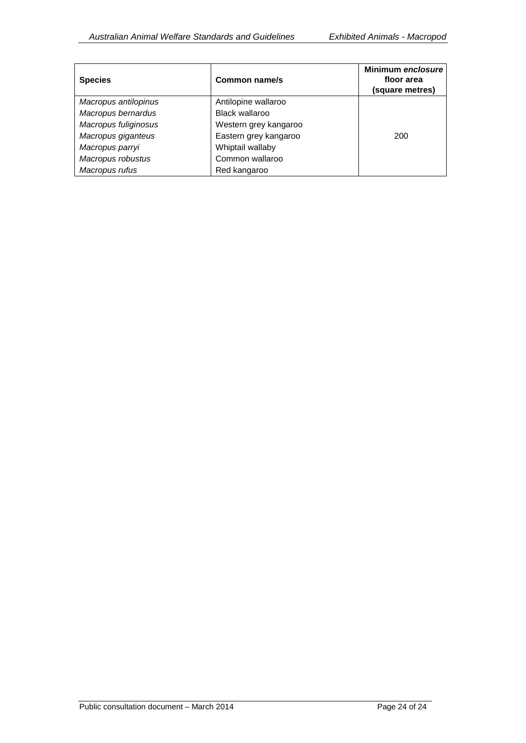| Species | Common name/s | Minimum *enclosure* floor area (square metres) |
| --- | --- | --- |
| *Macropus antilopinus* | Antilopine wallaroo | 200 |
| *Macropus bernardus* | Black wallaroo | |
| *Macropus fuliginosus* | Western grey kangaroo | |
| *Macropus giganteus* | Eastern grey kangaroo | |
| *Macropus parryi* | Whiptail wallaby | |
| *Macropus robustus* | Common wallaroo | |
| *Macropus rufus* | Red kangaroo | |